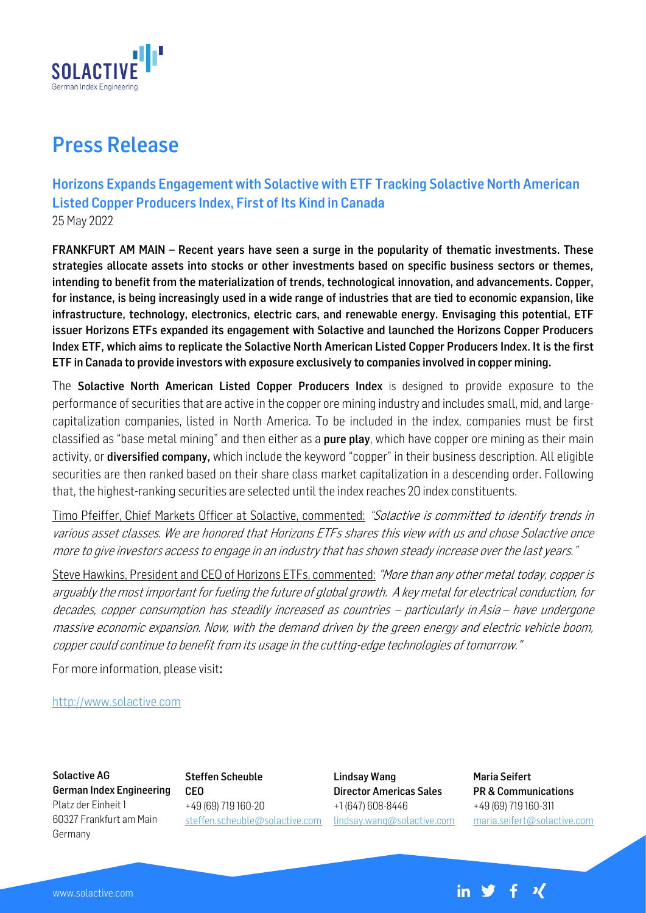# Press Release

## Horizons Expands Engagement with Solactive with ETF Tracking Solactive North American Listed Copper Producers Index, First of Its Kind in Canada

25 May 2022

**FRANKFURT AM MAIN – Recent years have seen a surge in the popularity of thematic investments. These strategies allocate assets into stocks or other investments based on specific business sectors or themes, intending to benefit from the materialization of trends, technological innovation, and advancements. Copper, for instance, is being increasingly used in a wide range of industries that are tied to economic expansion, like infrastructure, technology, electronics, electric cars, and renewable energy. Envisaging this potential, ETF issuer Horizons ETFs expanded its engagement with Solactive and launched the Horizons Copper Producers Index ETF, which aims to replicate the Solactive North American Listed Copper Producers Index. It is the first ETF in Canada to provide investors with exposure exclusively to companies involved in copper mining.**

The **Solactive North American Listed Copper Producers Index** is designed to provide exposure to the performance of securities that are active in the copper ore mining industry and includes small, mid, and large-capitalization companies, listed in North America. To be included in the index, companies must be first classified as "base metal mining" and then either as a **pure play**, which have copper ore mining as their main activity, or **diversified company,** which include the keyword "copper" in their business description. All eligible securities are then ranked based on their share class market capitalization in a descending order. Following that, the highest-ranking securities are selected until the index reaches 20 index constituents.

Timo Pfeiffer, Chief Markets Officer at Solactive, commented: *"Solactive is committed to identify trends in various asset classes. We are honored that Horizons ETFs shares this view with us and chose Solactive once more to give investors access to engage in an industry that has shown steady increase over the last years."*

Steve Hawkins, President and CEO of Horizons ETFs, commented: *"More than any other metal today, copper is arguably the most important for fueling the future of global growth. A key metal for electrical conduction, for decades, copper consumption has steadily increased as countries – particularly in Asia – have undergone massive economic expansion. Now, with the demand driven by the green energy and electric vehicle boom, copper could continue to benefit from its usage in the cutting-edge technologies of tomorrow."*

For more information, please visit:

http://www.solactive.com

**Solactive AG**
**German Index Engineering**
Platz der Einheit 1
60327 Frankfurt am Main
Germany

**Steffen Scheuble**
**CEO**
+49 (69) 719 160-20
steffen.scheuble@solactive.com

**Lindsay Wang**
**Director Americas Sales**
+1 (647) 608-8446
lindsay.wang@solactive.com

**Maria Seifert**
**PR & Communications**
+49 (69) 719 160-311
maria.seifert@solactive.com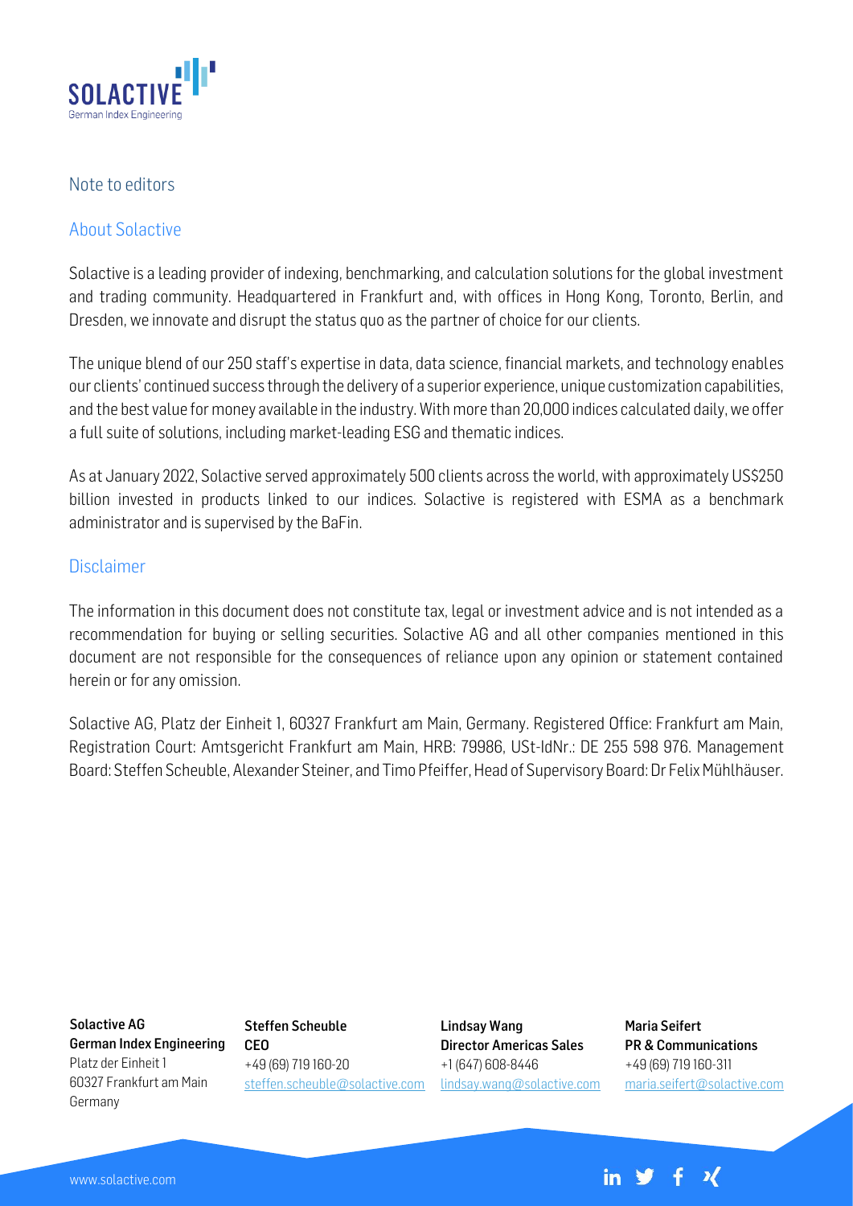## Note to editors

### About Solactive

Solactive is a leading provider of indexing, benchmarking, and calculation solutions for the global investment and trading community. Headquartered in Frankfurt and, with offices in Hong Kong, Toronto, Berlin, and Dresden, we innovate and disrupt the status quo as the partner of choice for our clients.

The unique blend of our 250 staff's expertise in data, data science, financial markets, and technology enables our clients' continued success through the delivery of a superior experience, unique customization capabilities, and the best value for money available in the industry. With more than 20,000 indices calculated daily, we offer a full suite of solutions, including market-leading ESG and thematic indices.

As at January 2022, Solactive served approximately 500 clients across the world, with approximately US$250 billion invested in products linked to our indices. Solactive is registered with ESMA as a benchmark administrator and is supervised by the BaFin.

### Disclaimer

The information in this document does not constitute tax, legal or investment advice and is not intended as a recommendation for buying or selling securities. Solactive AG and all other companies mentioned in this document are not responsible for the consequences of reliance upon any opinion or statement contained herein or for any omission.

Solactive AG, Platz der Einheit 1, 60327 Frankfurt am Main, Germany. Registered Office: Frankfurt am Main, Registration Court: Amtsgericht Frankfurt am Main, HRB: 79986, USt-IdNr.: DE 255 598 976. Management Board: Steffen Scheuble, Alexander Steiner, and Timo Pfeiffer, Head of Supervisory Board: Dr Felix Mühlhäuser.

**Solactive AG**
**German Index Engineering**
Platz der Einheit 1
60327 Frankfurt am Main
Germany

**Steffen Scheuble**
**CEO**
+49 (69) 719 160-20
steffen.scheuble@solactive.com

**Lindsay Wang**
**Director Americas Sales**
+1 (647) 608-8446
lindsay.wang@solactive.com

**Maria Seifert**
**PR & Communications**
+49 (69) 719 160-311
maria.seifert@solactive.com

www.solactive.com